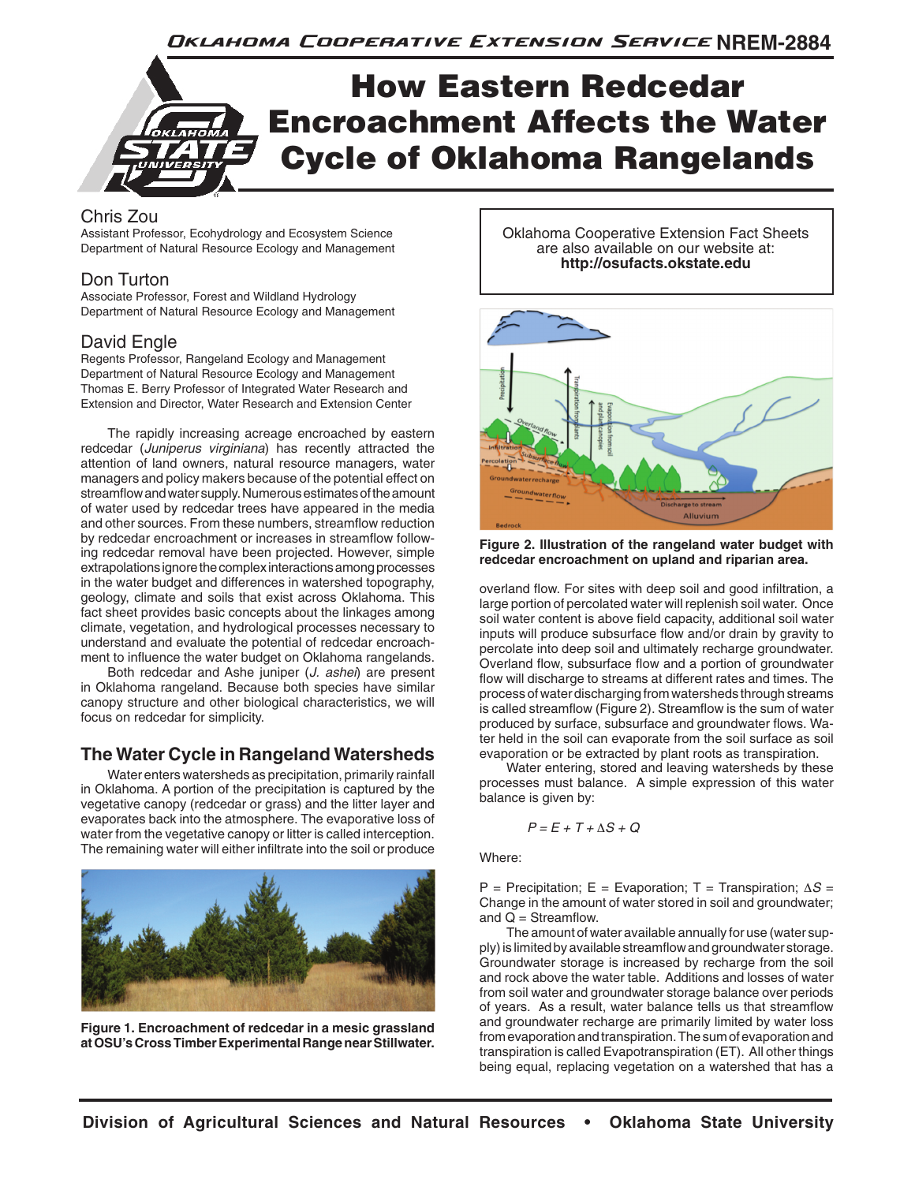# How Eastern Redcedar Encroachment Affects the Water Cycle of Oklahoma Rangelands

NREM-2884

**Chris Zou**
Assistant Professor, Ecohydrology and Ecosystem Science
Department of Natural Resource Ecology and Management

**Don Turton**
Associate Professor, Forest and Wildland Hydrology
Department of Natural Resource Ecology and Management

**David Engle**
Regents Professor, Rangeland Ecology and Management
Department of Natural Resource Ecology and Management
Thomas E. Berry Professor of Integrated Water Research and Extension and Director, Water Research and Extension Center

Oklahoma Cooperative Extension Fact Sheets are also available on our website at: **http://osufacts.okstate.edu**

The rapidly increasing acreage encroached by eastern redcedar (*Juniperus virginiana*) has recently attracted the attention of land owners, natural resource managers, water managers and policy makers because of the potential effect on streamflow and water supply. Numerous estimates of the amount of water used by redcedar trees have appeared in the media and other sources. From these numbers, streamflow reduction by redcedar encroachment or increases in streamflow following redcedar removal have been projected. However, simple extrapolations ignore the complex interactions among processes in the water budget and differences in watershed topography, geology, climate and soils that exist across Oklahoma. This fact sheet provides basic concepts about the linkages among climate, vegetation, and hydrological processes necessary to understand and evaluate the potential of redcedar encroachment to influence the water budget on Oklahoma rangelands.

Both redcedar and Ashe juniper (*J. ashei*) are present in Oklahoma rangeland. Because both species have similar canopy structure and other biological characteristics, we will focus on redcedar for simplicity.

## The Water Cycle in Rangeland Watersheds

Water enters watersheds as precipitation, primarily rainfall in Oklahoma. A portion of the precipitation is captured by the vegetative canopy (redcedar or grass) and the litter layer and evaporates back into the atmosphere. The evaporative loss of water from the vegetative canopy or litter is called interception. The remaining water will either infiltrate into the soil or produce overland flow. For sites with deep soil and good infiltration, a large portion of percolated water will replenish soil water. Once soil water content is above field capacity, additional soil water inputs will produce subsurface flow and/or drain by gravity to percolate into deep soil and ultimately recharge groundwater. Overland flow, subsurface flow and a portion of groundwater flow will discharge to streams at different rates and times. The process of water discharging from watersheds through streams is called streamflow (Figure 2). Streamflow is the sum of water produced by surface, subsurface and groundwater flows. Water held in the soil can evaporate from the soil surface as soil evaporation or be extracted by plant roots as transpiration.

**Figure 1. Encroachment of redcedar in a mesic grassland at OSU's Cross Timber Experimental Range near Stillwater.**

**Figure 2. Illustration of the rangeland water budget with redcedar encroachment on upland and riparian area.**

Water entering, stored and leaving watersheds by these processes must balance. A simple expression of this water balance is given by:

$$P = E + T + \Delta S + Q$$

Where:

P = Precipitation; E = Evaporation; T = Transpiration; $\Delta S$ = Change in the amount of water stored in soil and groundwater; and Q = Streamflow.

The amount of water available annually for use (water supply) is limited by available streamflow and groundwater storage. Groundwater storage is increased by recharge from the soil and rock above the water table. Additions and losses of water from soil water and groundwater storage balance over periods of years. As a result, water balance tells us that streamflow and groundwater recharge are primarily limited by water loss from evaporation and transpiration. The sum of evaporation and transpiration is called Evapotranspiration (ET). All other things being equal, replacing vegetation on a watershed that has a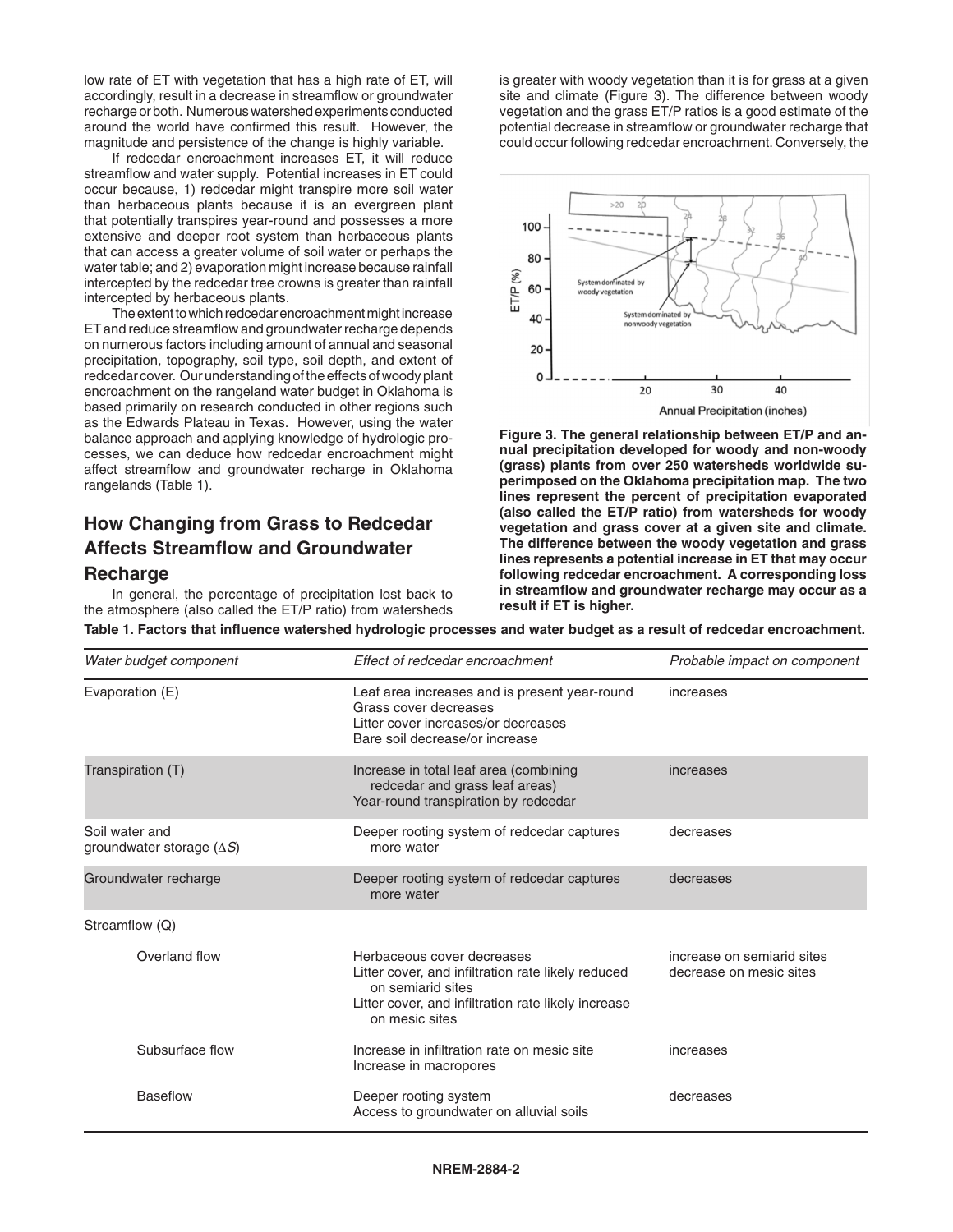low rate of ET with vegetation that has a high rate of ET, will accordingly, result in a decrease in streamflow or groundwater recharge or both. Numerous watershed experiments conducted around the world have confirmed this result. However, the magnitude and persistence of the change is highly variable.

If redcedar encroachment increases ET, it will reduce streamflow and water supply. Potential increases in ET could occur because, 1) redcedar might transpire more soil water than herbaceous plants because it is an evergreen plant that potentially transpires year-round and possesses a more extensive and deeper root system than herbaceous plants that can access a greater volume of soil water or perhaps the water table; and 2) evaporation might increase because rainfall intercepted by the redcedar tree crowns is greater than rainfall intercepted by herbaceous plants.

The extent to which redcedar encroachment might increase ET and reduce streamflow and groundwater recharge depends on numerous factors including amount of annual and seasonal precipitation, topography, soil type, soil depth, and extent of redcedar cover. Our understanding of the effects of woody plant encroachment on the rangeland water budget in Oklahoma is based primarily on research conducted in other regions such as the Edwards Plateau in Texas. However, using the water balance approach and applying knowledge of hydrologic processes, we can deduce how redcedar encroachment might affect streamflow and groundwater recharge in Oklahoma rangelands (Table 1).

## How Changing from Grass to Redcedar Affects Streamflow and Groundwater Recharge

In general, the percentage of precipitation lost back to the atmosphere (also called the ET/P ratio) from watersheds is greater with woody vegetation than it is for grass at a given site and climate (Figure 3). The difference between woody vegetation and the grass ET/P ratios is a good estimate of the potential decrease in streamflow or groundwater recharge that could occur following redcedar encroachment. Conversely, the

**Figure 3. The general relationship between ET/P and annual precipitation developed for woody and non-woody (grass) plants from over 250 watersheds worldwide superimposed on the Oklahoma precipitation map. The two lines represent the percent of precipitation evaporated (also called the ET/P ratio) from watersheds for woody vegetation and grass cover at a given site and climate. The difference between the woody vegetation and grass lines represents a potential increase in ET that may occur following redcedar encroachment. A corresponding loss in streamflow and groundwater recharge may occur as a result if ET is higher.**

**Table 1. Factors that influence watershed hydrologic processes and water budget as a result of redcedar encroachment.**

| *Water budget component* | *Effect of redcedar encroachment* | *Probable impact on component* |
|---|---|---|
| Evaporation (E) | Leaf area increases and is present year-round<br>Grass cover decreases<br>Litter cover increases/or decreases<br>Bare soil decrease/or increase | increases |
| Transpiration (T) | Increase in total leaf area (combining redcedar and grass leaf areas)<br>Year-round transpiration by redcedar | increases |
| Soil water and groundwater storage ($\Delta S$) | Deeper rooting system of redcedar captures more water | decreases |
| Groundwater recharge | Deeper rooting system of redcedar captures more water | decreases |
| Streamflow (Q) | | |
| Overland flow | Herbaceous cover decreases<br>Litter cover, and infiltration rate likely reduced on semiarid sites<br>Litter cover, and infiltration rate likely increase on mesic sites | increase on semiarid sites<br>decrease on mesic sites |
| Subsurface flow | Increase in infiltration rate on mesic site<br>Increase in macropores | increases |
| Baseflow | Deeper rooting system<br>Access to groundwater on alluvial soils | decreases |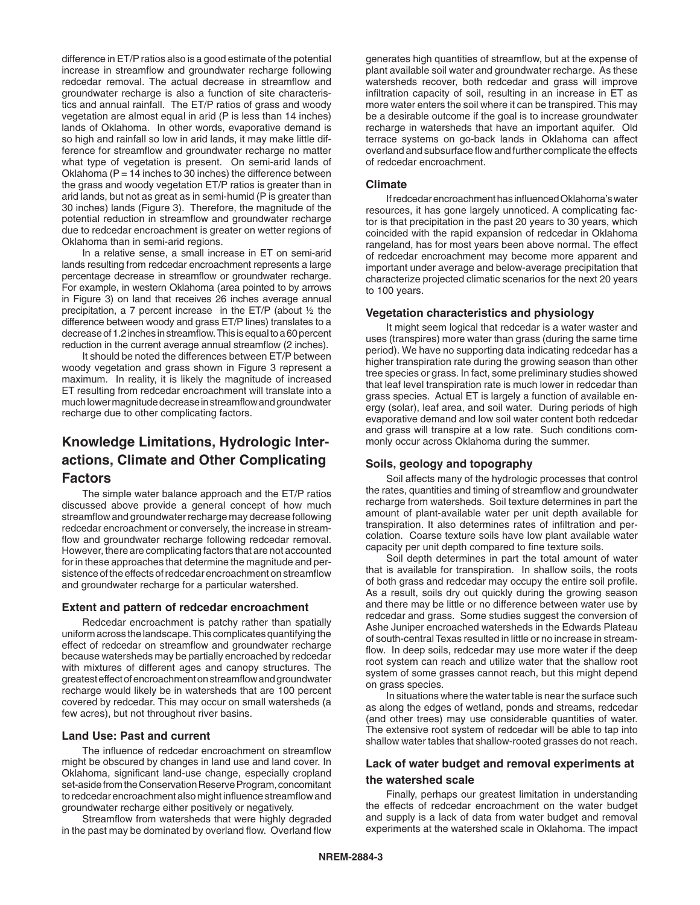difference in ET/P ratios also is a good estimate of the potential increase in streamflow and groundwater recharge following redcedar removal. The actual decrease in streamflow and groundwater recharge is also a function of site characteristics and annual rainfall. The ET/P ratios of grass and woody vegetation are almost equal in arid (P is less than 14 inches) lands of Oklahoma. In other words, evaporative demand is so high and rainfall so low in arid lands, it may make little difference for streamflow and groundwater recharge no matter what type of vegetation is present. On semi-arid lands of Oklahoma (P = 14 inches to 30 inches) the difference between the grass and woody vegetation ET/P ratios is greater than in arid lands, but not as great as in semi-humid (P is greater than 30 inches) lands (Figure 3). Therefore, the magnitude of the potential reduction in streamflow and groundwater recharge due to redcedar encroachment is greater on wetter regions of Oklahoma than in semi-arid regions.

In a relative sense, a small increase in ET on semi-arid lands resulting from redcedar encroachment represents a large percentage decrease in streamflow or groundwater recharge. For example, in western Oklahoma (area pointed to by arrows in Figure 3) on land that receives 26 inches average annual precipitation, a 7 percent increase in the ET/P (about ½ the difference between woody and grass ET/P lines) translates to a decrease of 1.2 inches in streamflow. This is equal to a 60 percent reduction in the current average annual streamflow (2 inches).

It should be noted the differences between ET/P between woody vegetation and grass shown in Figure 3 represent a maximum. In reality, it is likely the magnitude of increased ET resulting from redcedar encroachment will translate into a much lower magnitude decrease in streamflow and groundwater recharge due to other complicating factors.

## Knowledge Limitations, Hydrologic Interactions, Climate and Other Complicating Factors

The simple water balance approach and the ET/P ratios discussed above provide a general concept of how much streamflow and groundwater recharge may decrease following redcedar encroachment or conversely, the increase in streamflow and groundwater recharge following redcedar removal. However, there are complicating factors that are not accounted for in these approaches that determine the magnitude and persistence of the effects of redcedar encroachment on streamflow and groundwater recharge for a particular watershed.

### Extent and pattern of redcedar encroachment

Redcedar encroachment is patchy rather than spatially uniform across the landscape. This complicates quantifying the effect of redcedar on streamflow and groundwater recharge because watersheds may be partially encroached by redcedar with mixtures of different ages and canopy structures. The greatest effect of encroachment on streamflow and groundwater recharge would likely be in watersheds that are 100 percent covered by redcedar. This may occur on small watersheds (a few acres), but not throughout river basins.

### Land Use: Past and current

The influence of redcedar encroachment on streamflow might be obscured by changes in land use and land cover. In Oklahoma, significant land-use change, especially cropland set-aside from the Conservation Reserve Program, concomitant to redcedar encroachment also might influence streamflow and groundwater recharge either positively or negatively.

Streamflow from watersheds that were highly degraded in the past may be dominated by overland flow. Overland flow generates high quantities of streamflow, but at the expense of plant available soil water and groundwater recharge. As these watersheds recover, both redcedar and grass will improve infiltration capacity of soil, resulting in an increase in ET as more water enters the soil where it can be transpired. This may be a desirable outcome if the goal is to increase groundwater recharge in watersheds that have an important aquifer. Old terrace systems on go-back lands in Oklahoma can affect overland and subsurface flow and further complicate the effects of redcedar encroachment.

### Climate

If redcedar encroachment has influenced Oklahoma's water resources, it has gone largely unnoticed. A complicating factor is that precipitation in the past 20 years to 30 years, which coincided with the rapid expansion of redcedar in Oklahoma rangeland, has for most years been above normal. The effect of redcedar encroachment may become more apparent and important under average and below-average precipitation that characterize projected climatic scenarios for the next 20 years to 100 years.

### Vegetation characteristics and physiology

It might seem logical that redcedar is a water waster and uses (transpires) more water than grass (during the same time period). We have no supporting data indicating redcedar has a higher transpiration rate during the growing season than other tree species or grass. In fact, some preliminary studies showed that leaf level transpiration rate is much lower in redcedar than grass species. Actual ET is largely a function of available energy (solar), leaf area, and soil water. During periods of high evaporative demand and low soil water content both redcedar and grass will transpire at a low rate. Such conditions commonly occur across Oklahoma during the summer.

### Soils, geology and topography

Soil affects many of the hydrologic processes that control the rates, quantities and timing of streamflow and groundwater recharge from watersheds. Soil texture determines in part the amount of plant-available water per unit depth available for transpiration. It also determines rates of infiltration and percolation. Coarse texture soils have low plant available water capacity per unit depth compared to fine texture soils.

Soil depth determines in part the total amount of water that is available for transpiration. In shallow soils, the roots of both grass and redcedar may occupy the entire soil profile. As a result, soils dry out quickly during the growing season and there may be little or no difference between water use by redcedar and grass. Some studies suggest the conversion of Ashe Juniper encroached watersheds in the Edwards Plateau of south-central Texas resulted in little or no increase in streamflow. In deep soils, redcedar may use more water if the deep root system can reach and utilize water that the shallow root system of some grasses cannot reach, but this might depend on grass species.

In situations where the water table is near the surface such as along the edges of wetland, ponds and streams, redcedar (and other trees) may use considerable quantities of water. The extensive root system of redcedar will be able to tap into shallow water tables that shallow-rooted grasses do not reach.

### Lack of water budget and removal experiments at the watershed scale

Finally, perhaps our greatest limitation in understanding the effects of redcedar encroachment on the water budget and supply is a lack of data from water budget and removal experiments at the watershed scale in Oklahoma. The impact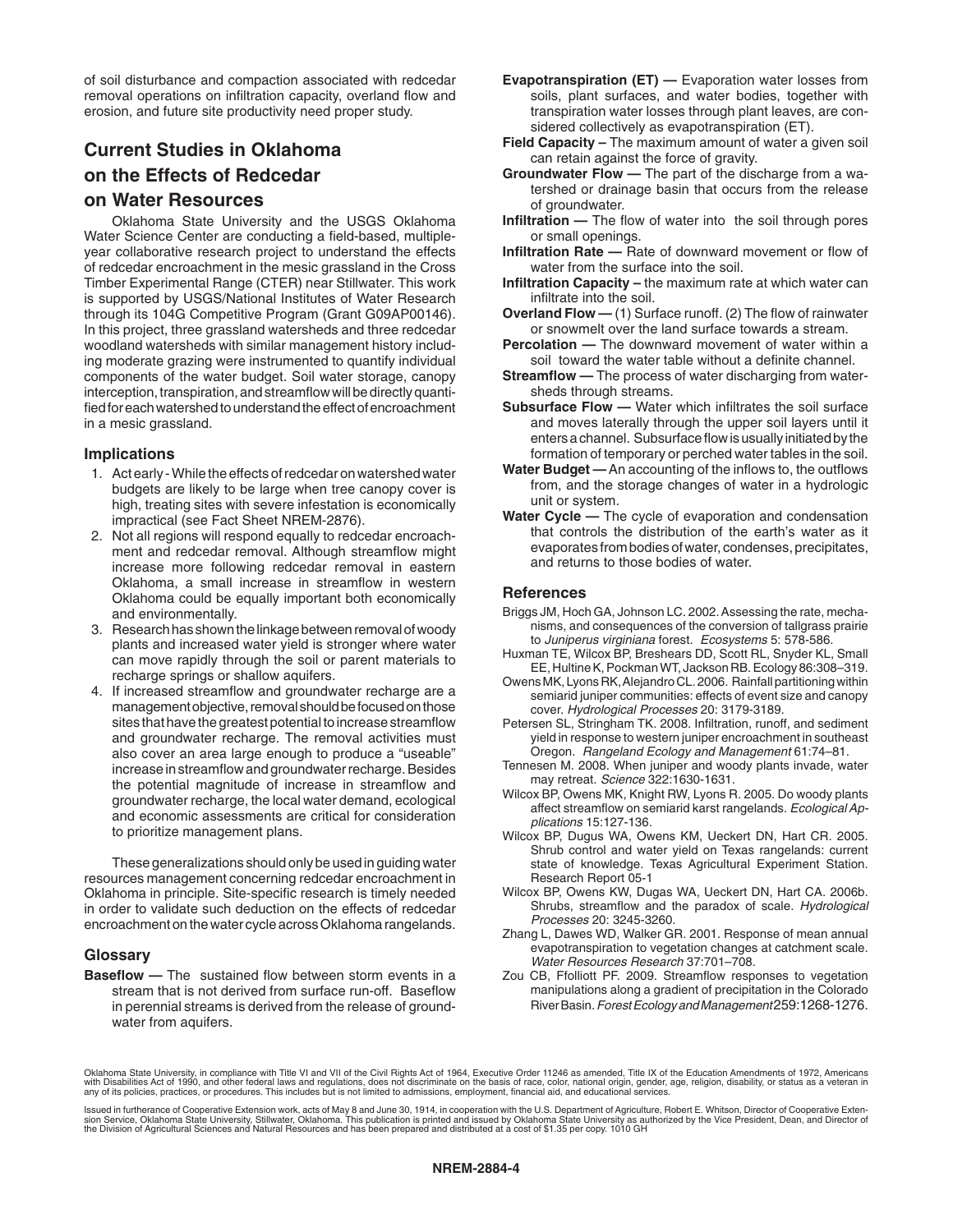of soil disturbance and compaction associated with redcedar removal operations on infiltration capacity, overland flow and erosion, and future site productivity need proper study.

## Current Studies in Oklahoma on the Effects of Redcedar on Water Resources

Oklahoma State University and the USGS Oklahoma Water Science Center are conducting a field-based, multiple-year collaborative research project to understand the effects of redcedar encroachment in the mesic grassland in the Cross Timber Experimental Range (CTER) near Stillwater. This work is supported by USGS/National Institutes of Water Research through its 104G Competitive Program (Grant G09AP00146). In this project, three grassland watersheds and three redcedar woodland watersheds with similar management history including moderate grazing were instrumented to quantify individual components of the water budget. Soil water storage, canopy interception, transpiration, and streamflow will be directly quantified for each watershed to understand the effect of encroachment in a mesic grassland.

### Implications

1. Act early - While the effects of redcedar on watershed water budgets are likely to be large when tree canopy cover is high, treating sites with severe infestation is economically impractical (see Fact Sheet NREM-2876).
2. Not all regions will respond equally to redcedar encroachment and redcedar removal. Although streamflow might increase more following redcedar removal in eastern Oklahoma, a small increase in streamflow in western Oklahoma could be equally important both economically and environmentally.
3. Research has shown the linkage between removal of woody plants and increased water yield is stronger where water can move rapidly through the soil or parent materials to recharge springs or shallow aquifers.
4. If increased streamflow and groundwater recharge are a management objective, removal should be focused on those sites that have the greatest potential to increase streamflow and groundwater recharge. The removal activities must also cover an area large enough to produce a "useable" increase in streamflow and groundwater recharge. Besides the potential magnitude of increase in streamflow and groundwater recharge, the local water demand, ecological and economic assessments are critical for consideration to prioritize management plans.

These generalizations should only be used in guiding water resources management concerning redcedar encroachment in Oklahoma in principle. Site-specific research is timely needed in order to validate such deduction on the effects of redcedar encroachment on the water cycle across Oklahoma rangelands.

### Glossary

**Baseflow —** The sustained flow between storm events in a stream that is not derived from surface run-off. Baseflow in perennial streams is derived from the release of groundwater from aquifers.

**Evapotranspiration (ET) —** Evaporation water losses from soils, plant surfaces, and water bodies, together with transpiration water losses through plant leaves, are considered collectively as evapotranspiration (ET).

**Field Capacity –** The maximum amount of water a given soil can retain against the force of gravity.

**Groundwater Flow —** The part of the discharge from a watershed or drainage basin that occurs from the release of groundwater.

**Infiltration —** The flow of water into the soil through pores or small openings.

**Infiltration Rate —** Rate of downward movement or flow of water from the surface into the soil.

**Infiltration Capacity –** the maximum rate at which water can infiltrate into the soil.

**Overland Flow —** (1) Surface runoff. (2) The flow of rainwater or snowmelt over the land surface towards a stream.

**Percolation —** The downward movement of water within a soil toward the water table without a definite channel.

**Streamflow —** The process of water discharging from watersheds through streams.

**Subsurface Flow —** Water which infiltrates the soil surface and moves laterally through the upper soil layers until it enters a channel. Subsurface flow is usually initiated by the formation of temporary or perched water tables in the soil.

**Water Budget —** An accounting of the inflows to, the outflows from, and the storage changes of water in a hydrologic unit or system.

**Water Cycle —** The cycle of evaporation and condensation that controls the distribution of the earth's water as it evaporates from bodies of water, condenses, precipitates, and returns to those bodies of water.

### References

Briggs JM, Hoch GA, Johnson LC. 2002. Assessing the rate, mechanisms, and consequences of the conversion of tallgrass prairie to *Juniperus virginiana* forest. *Ecosystems* 5: 578-586.

Huxman TE, Wilcox BP, Breshears DD, Scott RL, Snyder KL, Small EE, Hultine K, Pockman WT, Jackson RB. Ecology 86:308–319.

Owens MK, Lyons RK, Alejandro CL. 2006. Rainfall partitioning within semiarid juniper communities: effects of event size and canopy cover. *Hydrological Processes* 20: 3179-3189.

Petersen SL, Stringham TK. 2008. Infiltration, runoff, and sediment yield in response to western juniper encroachment in southeast Oregon. *Rangeland Ecology and Management* 61:74–81.

Tennesen M. 2008. When juniper and woody plants invade, water may retreat. *Science* 322:1630-1631.

Wilcox BP, Owens MK, Knight RW, Lyons R. 2005. Do woody plants affect streamflow on semiarid karst rangelands. *Ecological Applications* 15:127-136.

Wilcox BP, Dugus WA, Owens KM, Ueckert DN, Hart CR. 2005. Shrub control and water yield on Texas rangelands: current state of knowledge. Texas Agricultural Experiment Station. Research Report 05-1

Wilcox BP, Owens KW, Dugas WA, Ueckert DN, Hart CA. 2006b. Shrubs, streamflow and the paradox of scale. *Hydrological Processes* 20: 3245-3260.

Zhang L, Dawes WD, Walker GR. 2001. Response of mean annual evapotranspiration to vegetation changes at catchment scale. *Water Resources Research* 37:701–708.

Zou CB, Ffolliott PF. 2009. Streamflow responses to vegetation manipulations along a gradient of precipitation in the Colorado River Basin. *Forest Ecology and Management* 259:1268-1276.

Oklahoma State University, in compliance with Title VI and VII of the Civil Rights Act of 1964, Executive Order 11246 as amended, Title IX of the Education Amendments of 1972, Americans with Disabilities Act of 1990, and other federal laws and regulations, does not discriminate on the basis of race, color, national origin, gender, age, religion, disability, or status as a veteran in any of its policies, practices, or procedures. This includes but is not limited to admissions, employment, financial aid, and educational services.

Issued in furtherance of Cooperative Extension work, acts of May 8 and June 30, 1914, in cooperation with the U.S. Department of Agriculture, Robert E. Whitson, Director of Cooperative Extension Service, Oklahoma State University, Stillwater, Oklahoma. This publication is printed and issued by Oklahoma State University as authorized by the Vice President, Dean, and Director of the Division of Agricultural Sciences and Natural Resources and has been prepared and distributed at a cost of $1.35 per copy. 1010 GH